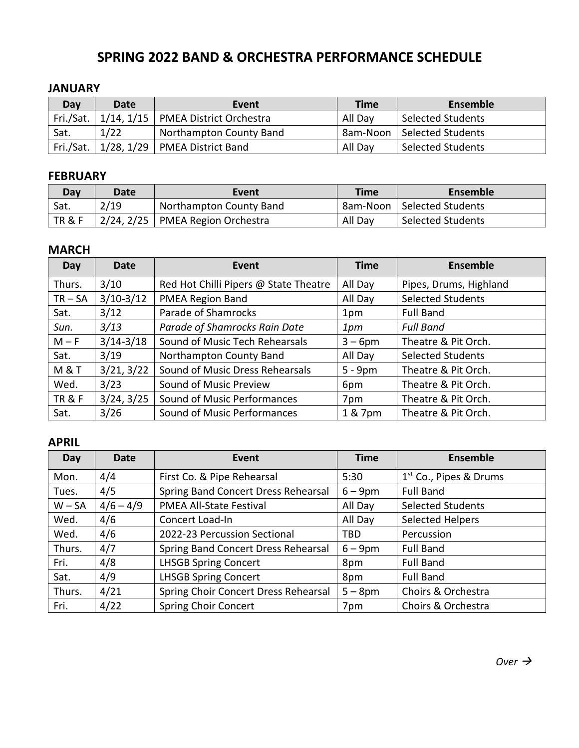# SPRING 2022 BAND & ORCHESTRA PERFORMANCE SCHEDULE

## JANUARY

| Day | Date | Event | Time | Ensemble |
|---|---|---|---|---|
| Fri./Sat. | 1/14, 1/15 | PMEA District Orchestra | All Day | Selected Students |
| Sat. | 1/22 | Northampton County Band | 8am-Noon | Selected Students |
| Fri./Sat. | 1/28, 1/29 | PMEA District Band | All Day | Selected Students |

## FEBRUARY

| Day | Date | Event | Time | Ensemble |
|---|---|---|---|---|
| Sat. | 2/19 | Northampton County Band | 8am-Noon | Selected Students |
| TR & F | 2/24, 2/25 | PMEA Region Orchestra | All Day | Selected Students |

## MARCH

| Day | Date | Event | Time | Ensemble |
|---|---|---|---|---|
| Thurs. | 3/10 | Red Hot Chilli Pipers @ State Theatre | All Day | Pipes, Drums, Highland |
| TR – SA | 3/10-3/12 | PMEA Region Band | All Day | Selected Students |
| Sat. | 3/12 | Parade of Shamrocks | 1pm | Full Band |
| *Sun.* | *3/13* | *Parade of Shamrocks Rain Date* | *1pm* | *Full Band* |
| M – F | 3/14-3/18 | Sound of Music Tech Rehearsals | 3 – 6pm | Theatre & Pit Orch. |
| Sat. | 3/19 | Northampton County Band | All Day | Selected Students |
| M & T | 3/21, 3/22 | Sound of Music Dress Rehearsals | 5 - 9pm | Theatre & Pit Orch. |
| Wed. | 3/23 | Sound of Music Preview | 6pm | Theatre & Pit Orch. |
| TR & F | 3/24, 3/25 | Sound of Music Performances | 7pm | Theatre & Pit Orch. |
| Sat. | 3/26 | Sound of Music Performances | 1 & 7pm | Theatre & Pit Orch. |

## APRIL

| Day | Date | Event | Time | Ensemble |
|---|---|---|---|---|
| Mon. | 4/4 | First Co. & Pipe Rehearsal | 5:30 | 1st Co., Pipes & Drums |
| Tues. | 4/5 | Spring Band Concert Dress Rehearsal | 6 – 9pm | Full Band |
| W – SA | 4/6 – 4/9 | PMEA All-State Festival | All Day | Selected Students |
| Wed. | 4/6 | Concert Load-In | All Day | Selected Helpers |
| Wed. | 4/6 | 2022-23 Percussion Sectional | TBD | Percussion |
| Thurs. | 4/7 | Spring Band Concert Dress Rehearsal | 6 – 9pm | Full Band |
| Fri. | 4/8 | LHSGB Spring Concert | 8pm | Full Band |
| Sat. | 4/9 | LHSGB Spring Concert | 8pm | Full Band |
| Thurs. | 4/21 | Spring Choir Concert Dress Rehearsal | 5 – 8pm | Choirs & Orchestra |
| Fri. | 4/22 | Spring Choir Concert | 7pm | Choirs & Orchestra |

*Over →*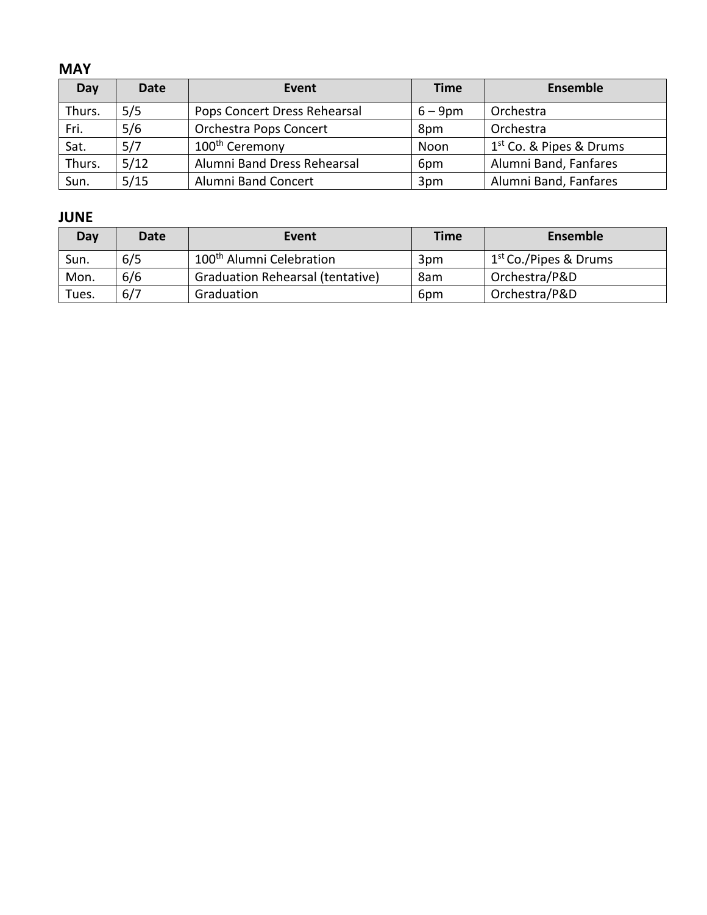## MAY

| Day | Date | Event | Time | Ensemble |
| --- | --- | --- | --- | --- |
| Thurs. | 5/5 | Pops Concert Dress Rehearsal | 6 – 9pm | Orchestra |
| Fri. | 5/6 | Orchestra Pops Concert | 8pm | Orchestra |
| Sat. | 5/7 | 100th Ceremony | Noon | 1st Co. & Pipes & Drums |
| Thurs. | 5/12 | Alumni Band Dress Rehearsal | 6pm | Alumni Band, Fanfares |
| Sun. | 5/15 | Alumni Band Concert | 3pm | Alumni Band, Fanfares |

## JUNE

| Day | Date | Event | Time | Ensemble |
| --- | --- | --- | --- | --- |
| Sun. | 6/5 | 100th Alumni Celebration | 3pm | 1st Co./Pipes & Drums |
| Mon. | 6/6 | Graduation Rehearsal (tentative) | 8am | Orchestra/P&D |
| Tues. | 6/7 | Graduation | 6pm | Orchestra/P&D |